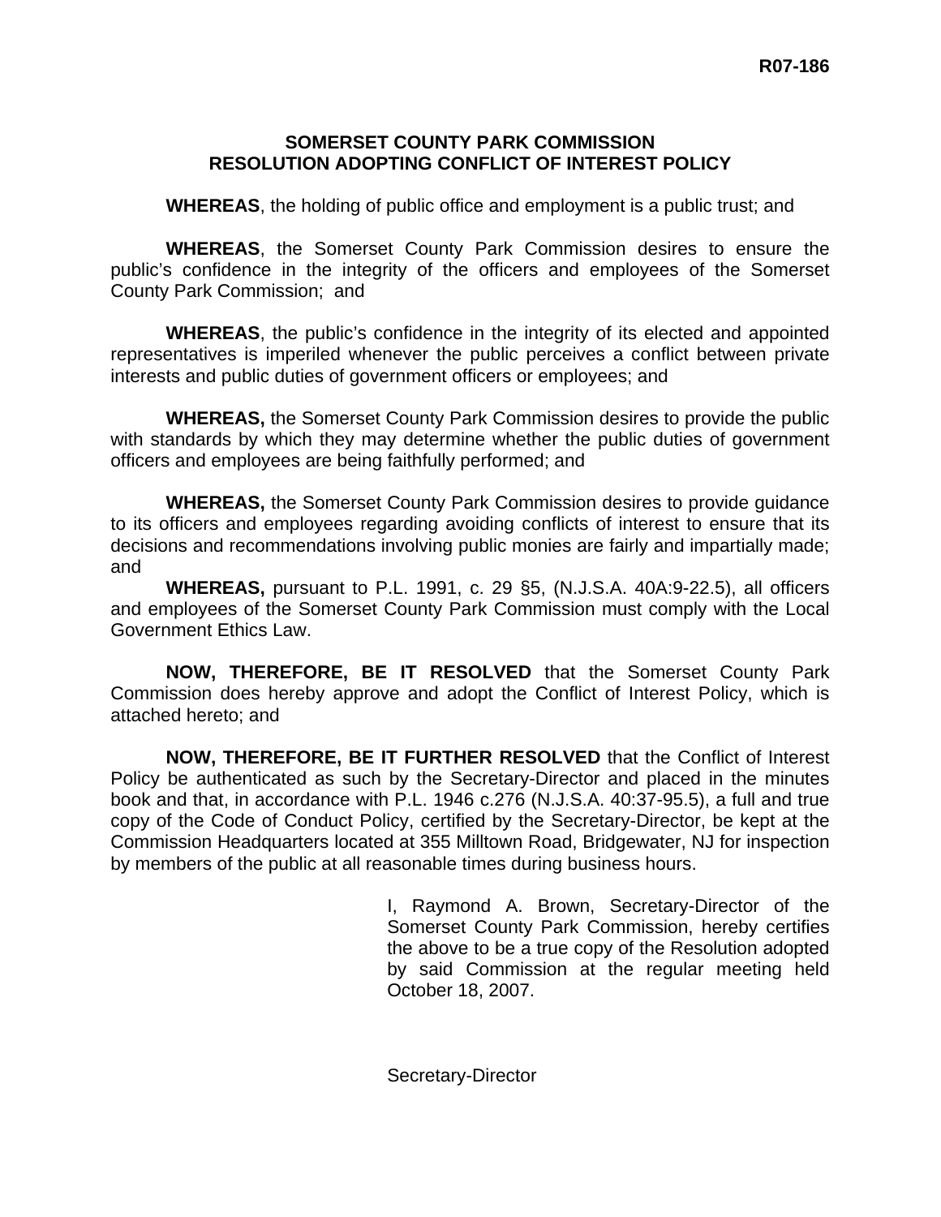R07-186

# SOMERSET COUNTY PARK COMMISSION
## RESOLUTION ADOPTING CONFLICT OF INTEREST POLICY

**WHEREAS**, the holding of public office and employment is a public trust; and

**WHEREAS**, the Somerset County Park Commission desires to ensure the public's confidence in the integrity of the officers and employees of the Somerset County Park Commission; and

**WHEREAS**, the public's confidence in the integrity of its elected and appointed representatives is imperiled whenever the public perceives a conflict between private interests and public duties of government officers or employees; and

**WHEREAS,** the Somerset County Park Commission desires to provide the public with standards by which they may determine whether the public duties of government officers and employees are being faithfully performed; and

**WHEREAS,** the Somerset County Park Commission desires to provide guidance to its officers and employees regarding avoiding conflicts of interest to ensure that its decisions and recommendations involving public monies are fairly and impartially made; and

**WHEREAS,** pursuant to P.L. 1991, c. 29 §5, (N.J.S.A. 40A:9-22.5), all officers and employees of the Somerset County Park Commission must comply with the Local Government Ethics Law.

**NOW, THEREFORE, BE IT RESOLVED** that the Somerset County Park Commission does hereby approve and adopt the Conflict of Interest Policy, which is attached hereto; and

**NOW, THEREFORE, BE IT FURTHER RESOLVED** that the Conflict of Interest Policy be authenticated as such by the Secretary-Director and placed in the minutes book and that, in accordance with P.L. 1946 c.276 (N.J.S.A. 40:37-95.5), a full and true copy of the Code of Conduct Policy, certified by the Secretary-Director, be kept at the Commission Headquarters located at 355 Milltown Road, Bridgewater, NJ for inspection by members of the public at all reasonable times during business hours.

I, Raymond A. Brown, Secretary-Director of the Somerset County Park Commission, hereby certifies the above to be a true copy of the Resolution adopted by said Commission at the regular meeting held October 18, 2007.

Secretary-Director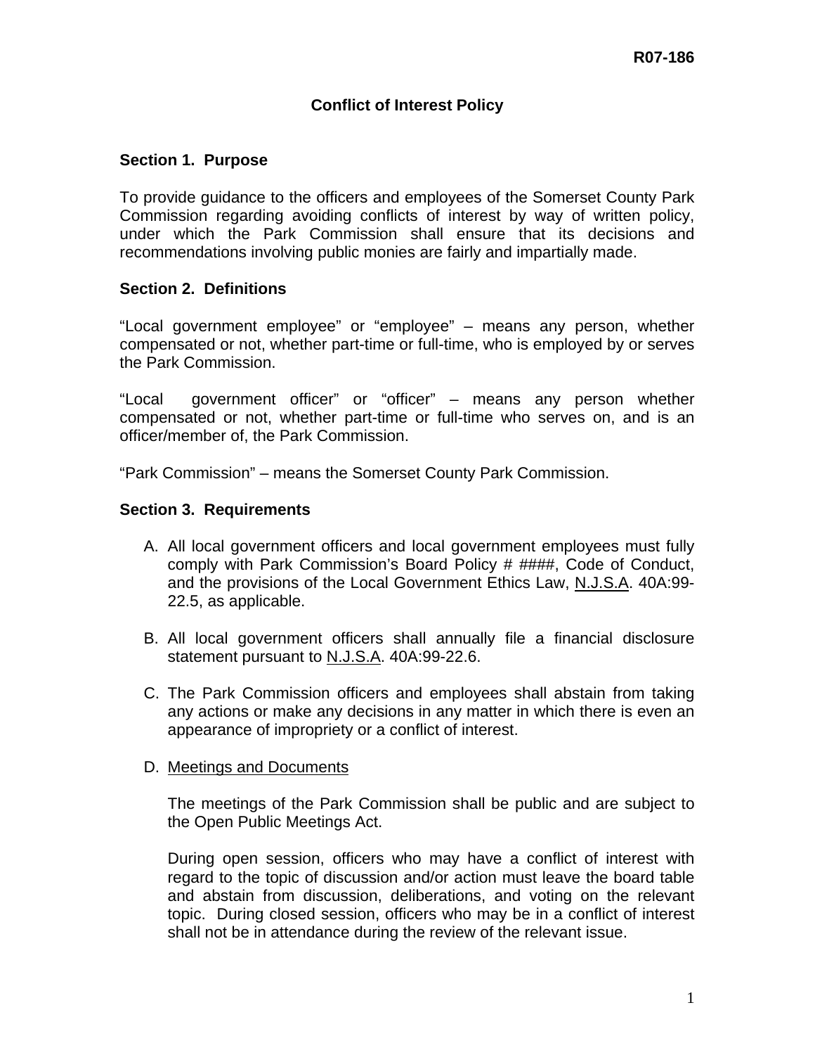R07-186

## Conflict of Interest Policy

### Section 1. Purpose

To provide guidance to the officers and employees of the Somerset County Park Commission regarding avoiding conflicts of interest by way of written policy, under which the Park Commission shall ensure that its decisions and recommendations involving public monies are fairly and impartially made.

### Section 2. Definitions

"Local government employee" or "employee" – means any person, whether compensated or not, whether part-time or full-time, who is employed by or serves the Park Commission.

"Local government officer" or "officer" – means any person whether compensated or not, whether part-time or full-time who serves on, and is an officer/member of, the Park Commission.

"Park Commission" – means the Somerset County Park Commission.

### Section 3. Requirements

A. All local government officers and local government employees must fully comply with Park Commission's Board Policy # ####, Code of Conduct, and the provisions of the Local Government Ethics Law, N.J.S.A. 40A:99-22.5, as applicable.

B. All local government officers shall annually file a financial disclosure statement pursuant to N.J.S.A. 40A:99-22.6.

C. The Park Commission officers and employees shall abstain from taking any actions or make any decisions in any matter in which there is even an appearance of impropriety or a conflict of interest.

D. Meetings and Documents

   The meetings of the Park Commission shall be public and are subject to the Open Public Meetings Act.

   During open session, officers who may have a conflict of interest with regard to the topic of discussion and/or action must leave the board table and abstain from discussion, deliberations, and voting on the relevant topic. During closed session, officers who may be in a conflict of interest shall not be in attendance during the review of the relevant issue.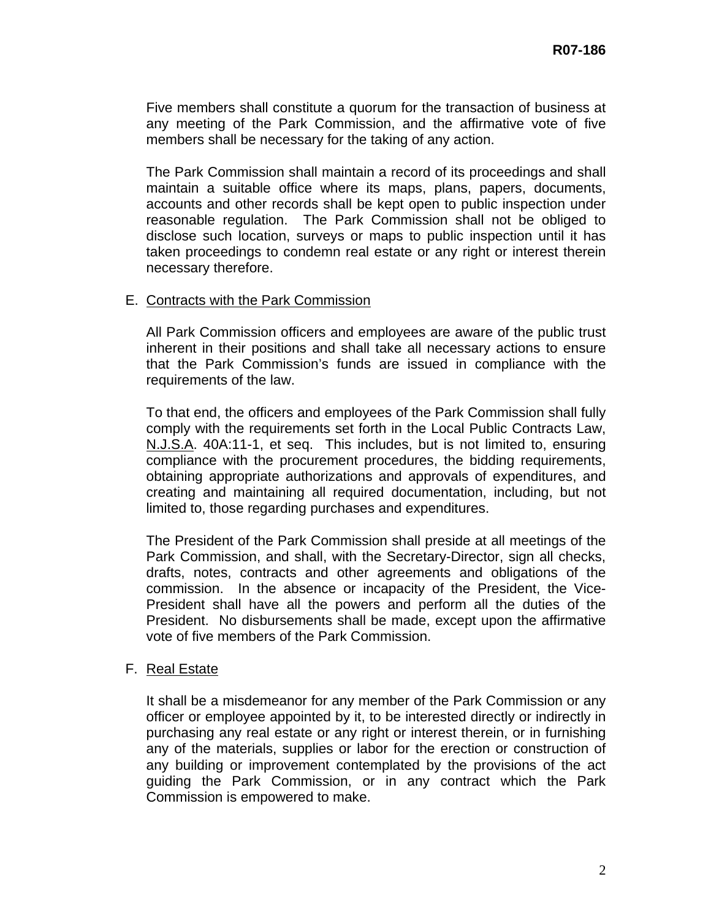Five members shall constitute a quorum for the transaction of business at any meeting of the Park Commission, and the affirmative vote of five members shall be necessary for the taking of any action.

The Park Commission shall maintain a record of its proceedings and shall maintain a suitable office where its maps, plans, papers, documents, accounts and other records shall be kept open to public inspection under reasonable regulation. The Park Commission shall not be obliged to disclose such location, surveys or maps to public inspection until it has taken proceedings to condemn real estate or any right or interest therein necessary therefore.

E. <u>Contracts with the Park Commission</u>

All Park Commission officers and employees are aware of the public trust inherent in their positions and shall take all necessary actions to ensure that the Park Commission's funds are issued in compliance with the requirements of the law.

To that end, the officers and employees of the Park Commission shall fully comply with the requirements set forth in the Local Public Contracts Law, <u>N.J.S.A</u>. 40A:11-1, et seq. This includes, but is not limited to, ensuring compliance with the procurement procedures, the bidding requirements, obtaining appropriate authorizations and approvals of expenditures, and creating and maintaining all required documentation, including, but not limited to, those regarding purchases and expenditures.

The President of the Park Commission shall preside at all meetings of the Park Commission, and shall, with the Secretary-Director, sign all checks, drafts, notes, contracts and other agreements and obligations of the commission. In the absence or incapacity of the President, the Vice-President shall have all the powers and perform all the duties of the President. No disbursements shall be made, except upon the affirmative vote of five members of the Park Commission.

F. <u>Real Estate</u>

It shall be a misdemeanor for any member of the Park Commission or any officer or employee appointed by it, to be interested directly or indirectly in purchasing any real estate or any right or interest therein, or in furnishing any of the materials, supplies or labor for the erection or construction of any building or improvement contemplated by the provisions of the act guiding the Park Commission, or in any contract which the Park Commission is empowered to make.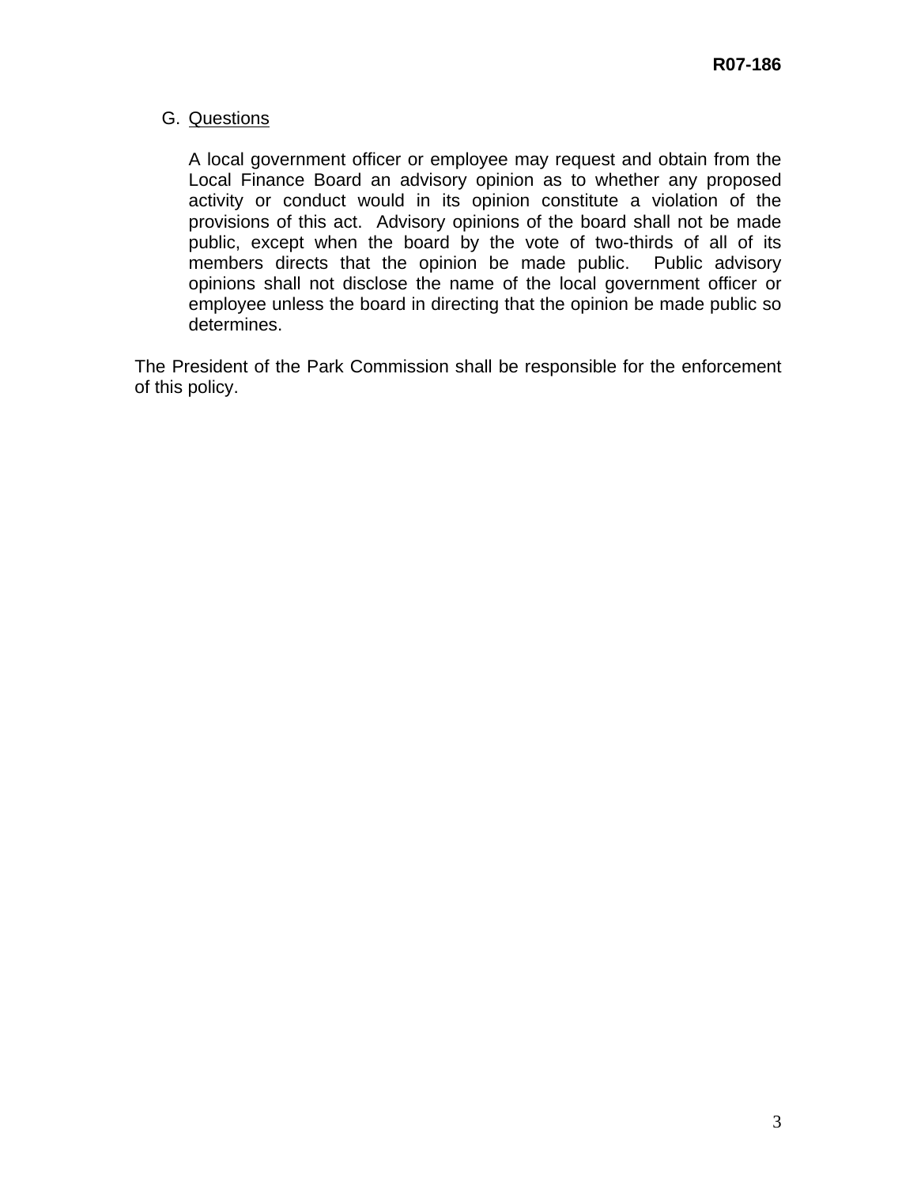G. <u>Questions</u>

A local government officer or employee may request and obtain from the Local Finance Board an advisory opinion as to whether any proposed activity or conduct would in its opinion constitute a violation of the provisions of this act. Advisory opinions of the board shall not be made public, except when the board by the vote of two-thirds of all of its members directs that the opinion be made public. Public advisory opinions shall not disclose the name of the local government officer or employee unless the board in directing that the opinion be made public so determines.

The President of the Park Commission shall be responsible for the enforcement of this policy.